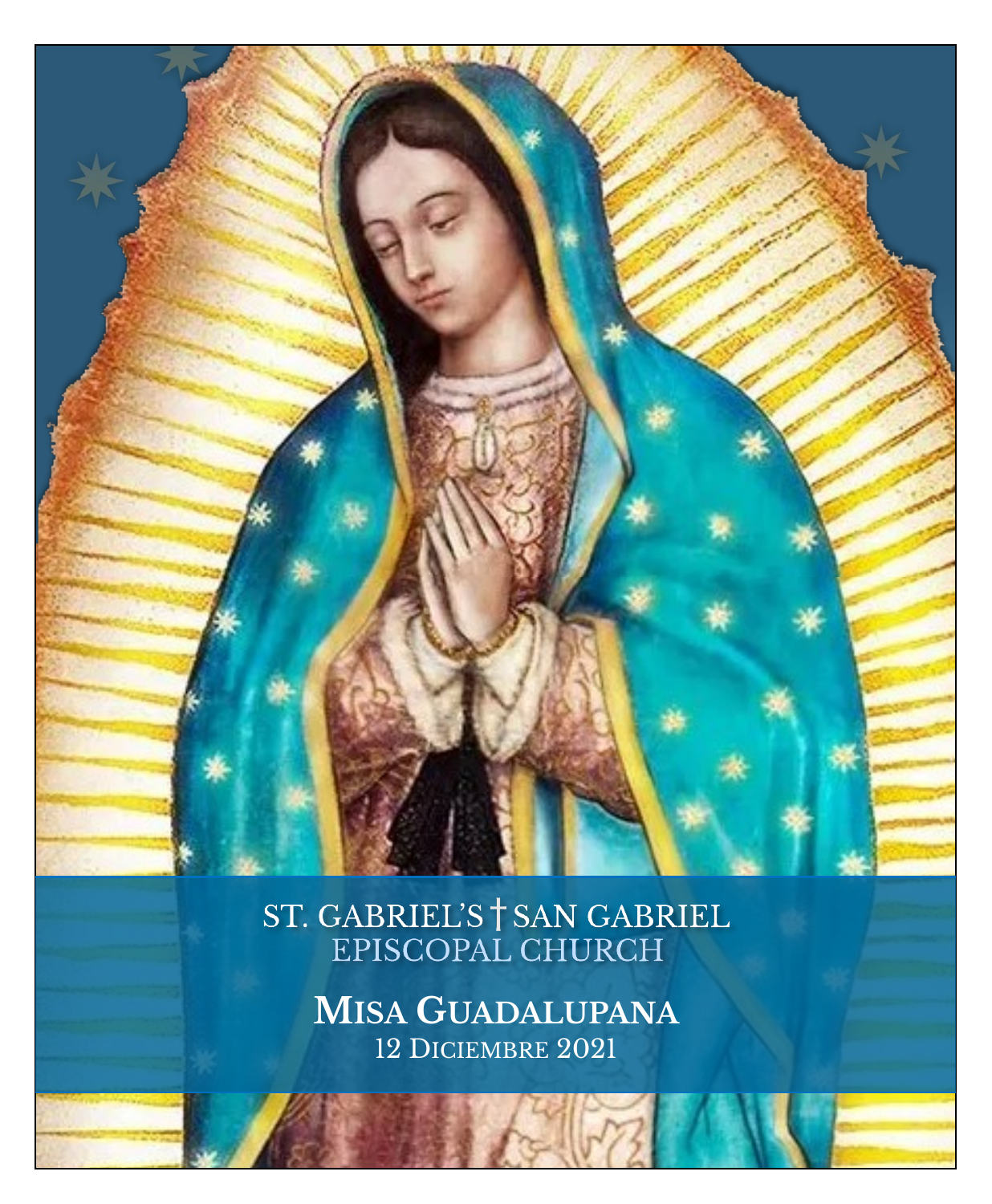ST. GABRIEL'S † SAN GABRIEL
EPISCOPAL CHURCH

# Misa Guadalupana

12 Diciembre 2021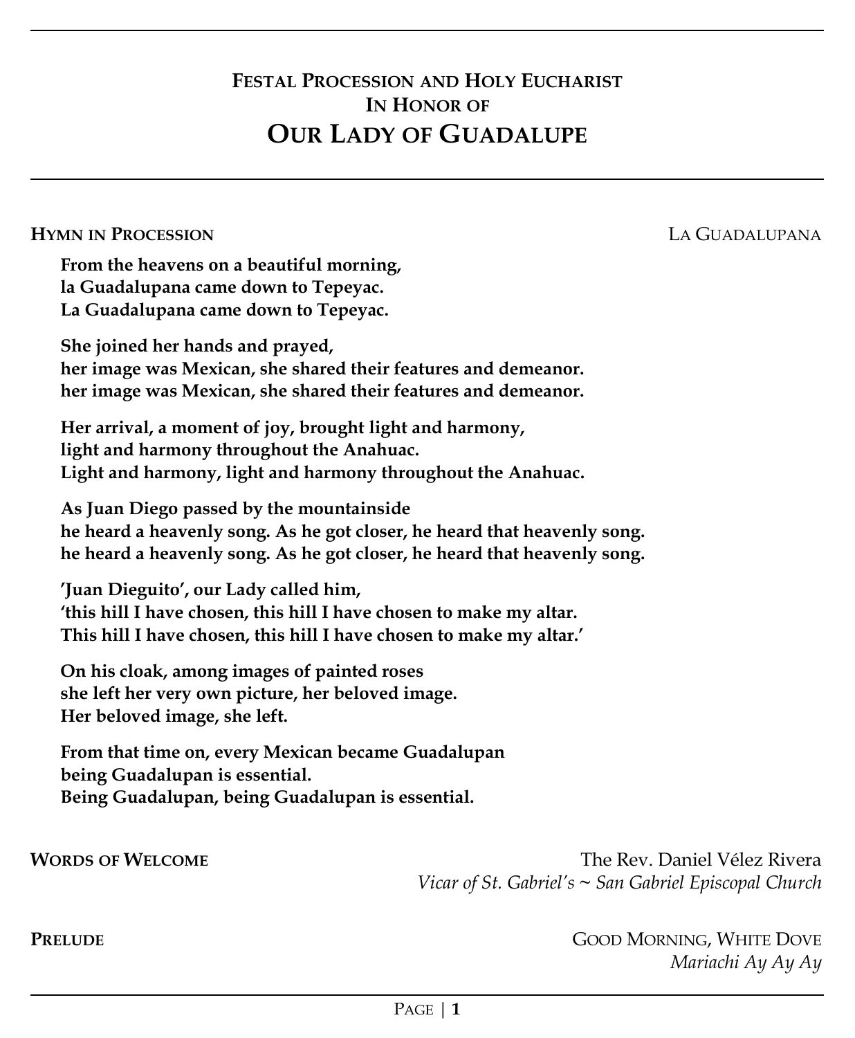# Festal Procession and Holy Eucharist In Honor of Our Lady of Guadalupe

**Hymn in Procession** La Guadalupana

**From the heavens on a beautiful morning,**
**la Guadalupana came down to Tepeyac.**
**La Guadalupana came down to Tepeyac.**

**She joined her hands and prayed,**
**her image was Mexican, she shared their features and demeanor.**
**her image was Mexican, she shared their features and demeanor.**

**Her arrival, a moment of joy, brought light and harmony,**
**light and harmony throughout the Anahuac.**
**Light and harmony, light and harmony throughout the Anahuac.**

**As Juan Diego passed by the mountainside**
**he heard a heavenly song. As he got closer, he heard that heavenly song.**
**he heard a heavenly song. As he got closer, he heard that heavenly song.**

**'Juan Dieguito', our Lady called him,**
**'this hill I have chosen, this hill I have chosen to make my altar.**
**This hill I have chosen, this hill I have chosen to make my altar.'**

**On his cloak, among images of painted roses**
**she left her very own picture, her beloved image.**
**Her beloved image, she left.**

**From that time on, every Mexican became Guadalupan**
**being Guadalupan is essential.**
**Being Guadalupan, being Guadalupan is essential.**

**Words of Welcome** The Rev. Daniel Vélez Rivera
*Vicar of St. Gabriel's ~ San Gabriel Episcopal Church*

**Prelude** Good Morning, White Dove
*Mariachi Ay Ay Ay*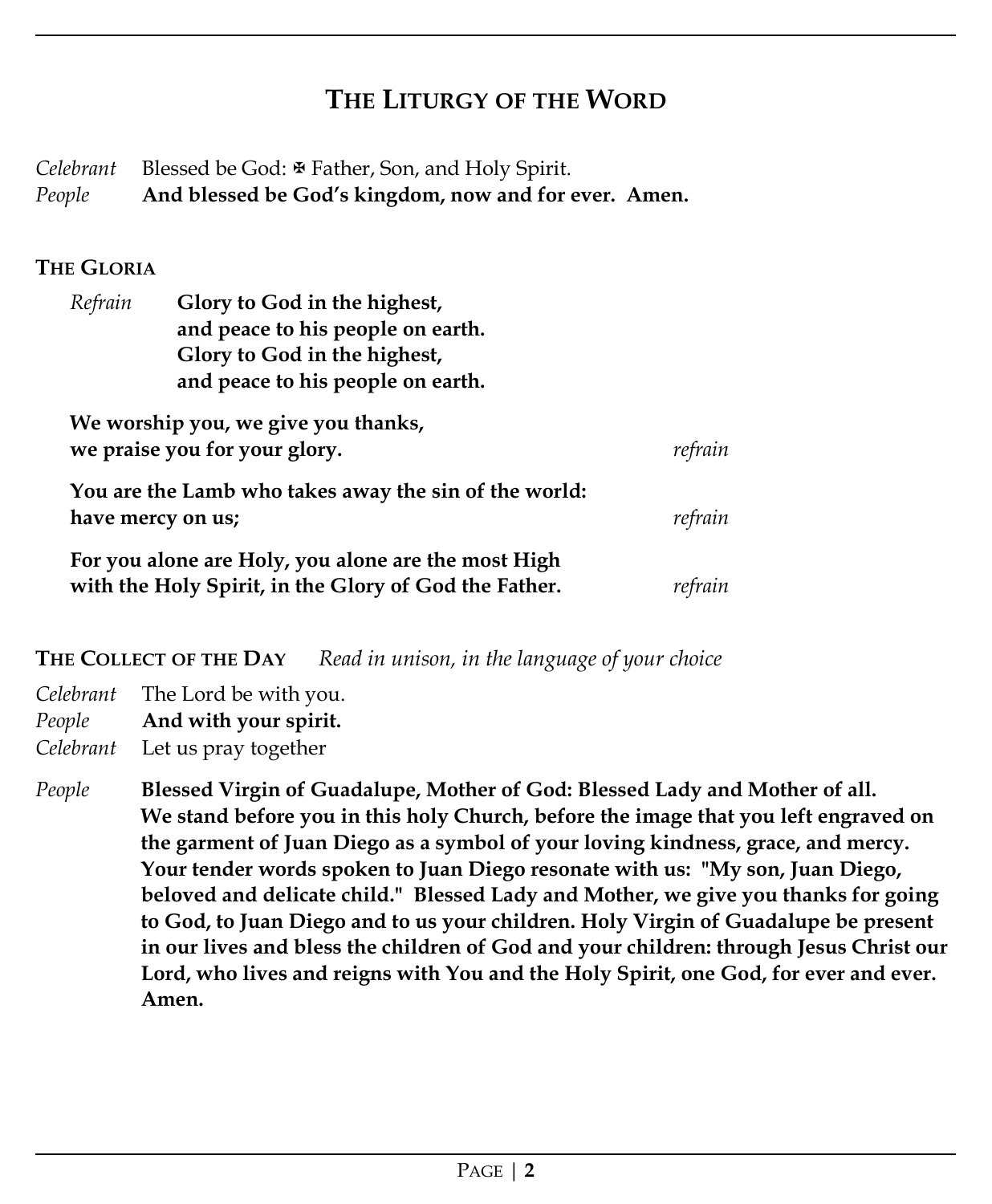## THE LITURGY OF THE WORD

*Celebrant* Blessed be God: ✠ Father, Son, and Holy Spirit.
*People* **And blessed be God's kingdom, now and for ever. Amen.**

### THE GLORIA

*Refrain* **Glory to God in the highest,
and peace to his people on earth.
Glory to God in the highest,
and peace to his people on earth.**

**We worship you, we give you thanks,
we praise you for your glory.** *refrain*

**You are the Lamb who takes away the sin of the world:
have mercy on us;** *refrain*

**For you alone are Holy, you alone are the most High
with the Holy Spirit, in the Glory of God the Father.** *refrain*

### THE COLLECT OF THE DAY *Read in unison, in the language of your choice*

*Celebrant* The Lord be with you.
*People* **And with your spirit.**
*Celebrant* Let us pray together

*People* **Blessed Virgin of Guadalupe, Mother of God: Blessed Lady and Mother of all. We stand before you in this holy Church, before the image that you left engraved on the garment of Juan Diego as a symbol of your loving kindness, grace, and mercy. Your tender words spoken to Juan Diego resonate with us: "My son, Juan Diego, beloved and delicate child." Blessed Lady and Mother, we give you thanks for going to God, to Juan Diego and to us your children. Holy Virgin of Guadalupe be present in our lives and bless the children of God and your children: through Jesus Christ our Lord, who lives and reigns with You and the Holy Spirit, one God, for ever and ever. Amen.**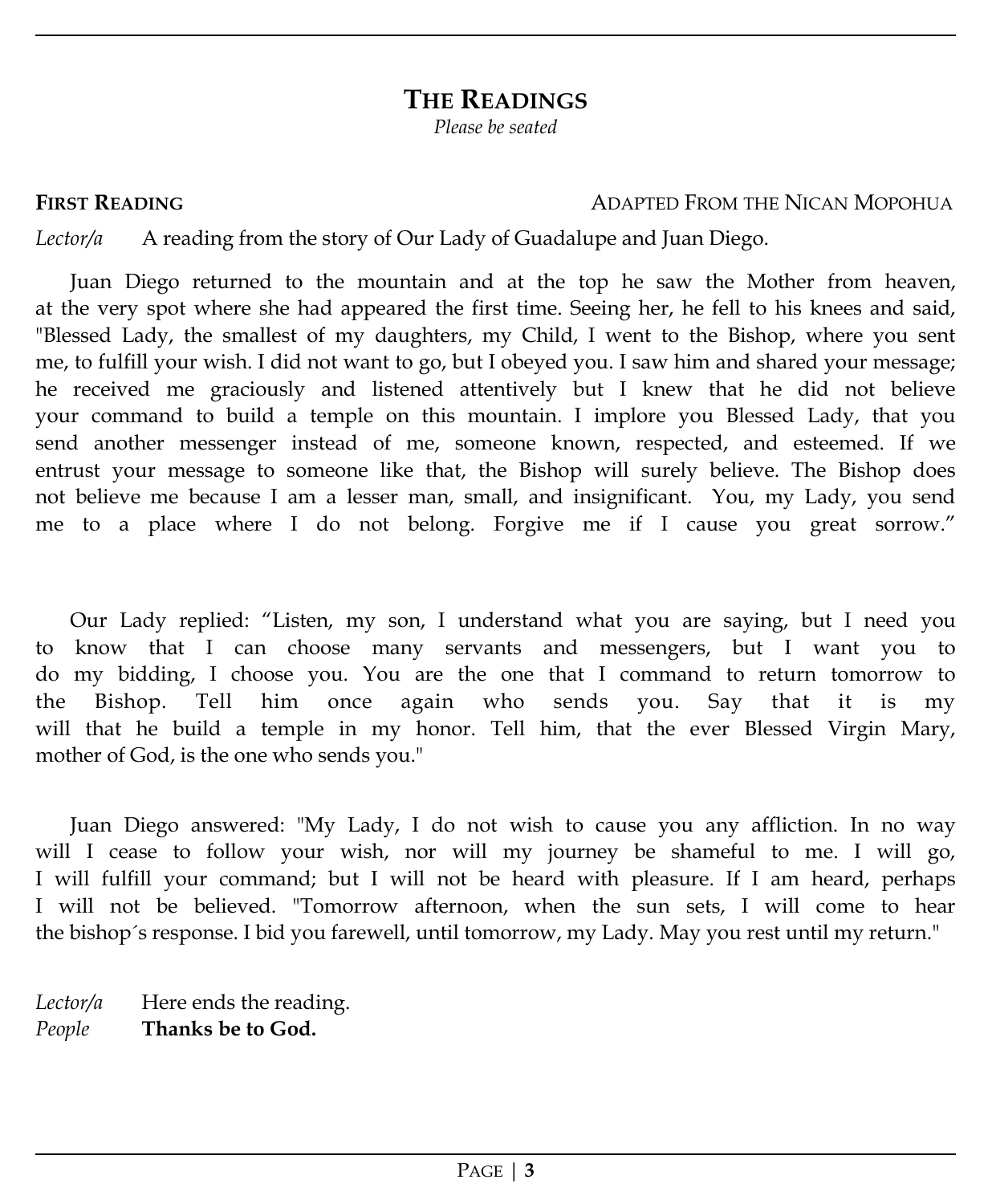## THE READINGS

*Please be seated*

**FIRST READING** ADAPTED FROM THE NICAN MOPOHUA

*Lector/a* A reading from the story of Our Lady of Guadalupe and Juan Diego.

Juan Diego returned to the mountain and at the top he saw the Mother from heaven, at the very spot where she had appeared the first time. Seeing her, he fell to his knees and said, "Blessed Lady, the smallest of my daughters, my Child, I went to the Bishop, where you sent me, to fulfill your wish. I did not want to go, but I obeyed you. I saw him and shared your message; he received me graciously and listened attentively but I knew that he did not believe your command to build a temple on this mountain. I implore you Blessed Lady, that you send another messenger instead of me, someone known, respected, and esteemed. If we entrust your message to someone like that, the Bishop will surely believe. The Bishop does not believe me because I am a lesser man, small, and insignificant. You, my Lady, you send me to a place where I do not belong. Forgive me if I cause you great sorrow."

Our Lady replied: "Listen, my son, I understand what you are saying, but I need you to know that I can choose many servants and messengers, but I want you to do my bidding, I choose you. You are the one that I command to return tomorrow to the Bishop. Tell him once again who sends you. Say that it is my will that he build a temple in my honor. Tell him, that the ever Blessed Virgin Mary, mother of God, is the one who sends you."

Juan Diego answered: "My Lady, I do not wish to cause you any affliction. In no way will I cease to follow your wish, nor will my journey be shameful to me. I will go, I will fulfill your command; but I will not be heard with pleasure. If I am heard, perhaps I will not be believed. "Tomorrow afternoon, when the sun sets, I will come to hear the bishop´s response. I bid you farewell, until tomorrow, my Lady. May you rest until my return."

*Lector/a* Here ends the reading.
*People* **Thanks be to God.**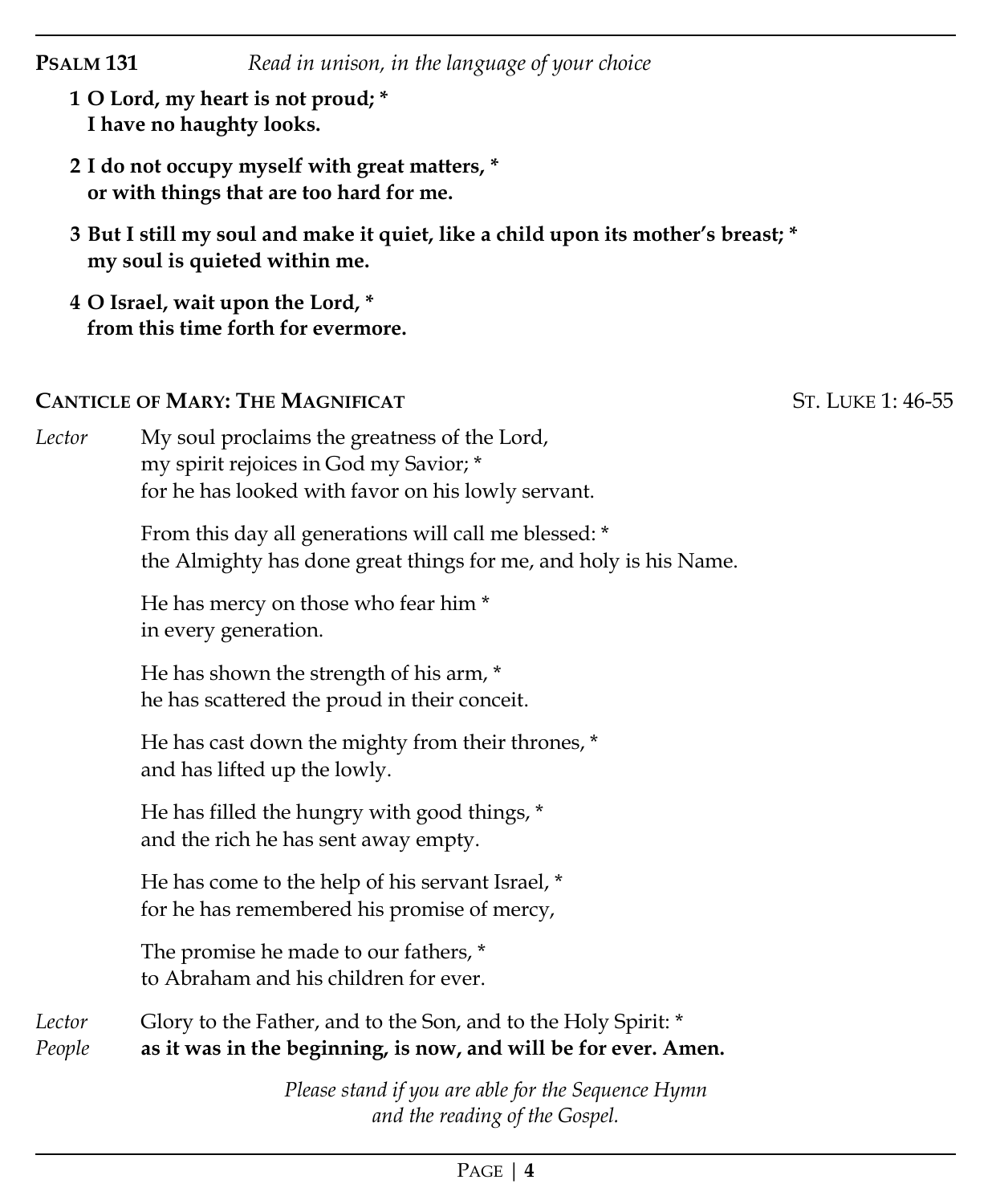**PSALM 131** *Read in unison, in the language of your choice*

**1 O Lord, my heart is not proud; \***
**I have no haughty looks.**

**2 I do not occupy myself with great matters, \***
**or with things that are too hard for me.**

**3 But I still my soul and make it quiet, like a child upon its mother's breast; \***
**my soul is quieted within me.**

**4 O Israel, wait upon the Lord, \***
**from this time forth for evermore.**

**CANTICLE OF MARY: THE MAGNIFICAT** ST. LUKE 1: 46-55

*Lector* My soul proclaims the greatness of the Lord,
my spirit rejoices in God my Savior; \*
for he has looked with favor on his lowly servant.

From this day all generations will call me blessed: \*
the Almighty has done great things for me, and holy is his Name.

He has mercy on those who fear him \*
in every generation.

He has shown the strength of his arm, \*
he has scattered the proud in their conceit.

He has cast down the mighty from their thrones, \*
and has lifted up the lowly.

He has filled the hungry with good things, \*
and the rich he has sent away empty.

He has come to the help of his servant Israel, \*
for he has remembered his promise of mercy,

The promise he made to our fathers, \*
to Abraham and his children for ever.

*Lector* Glory to the Father, and to the Son, and to the Holy Spirit: \*
*People* **as it was in the beginning, is now, and will be for ever. Amen.**

*Please stand if you are able for the Sequence Hymn and the reading of the Gospel.*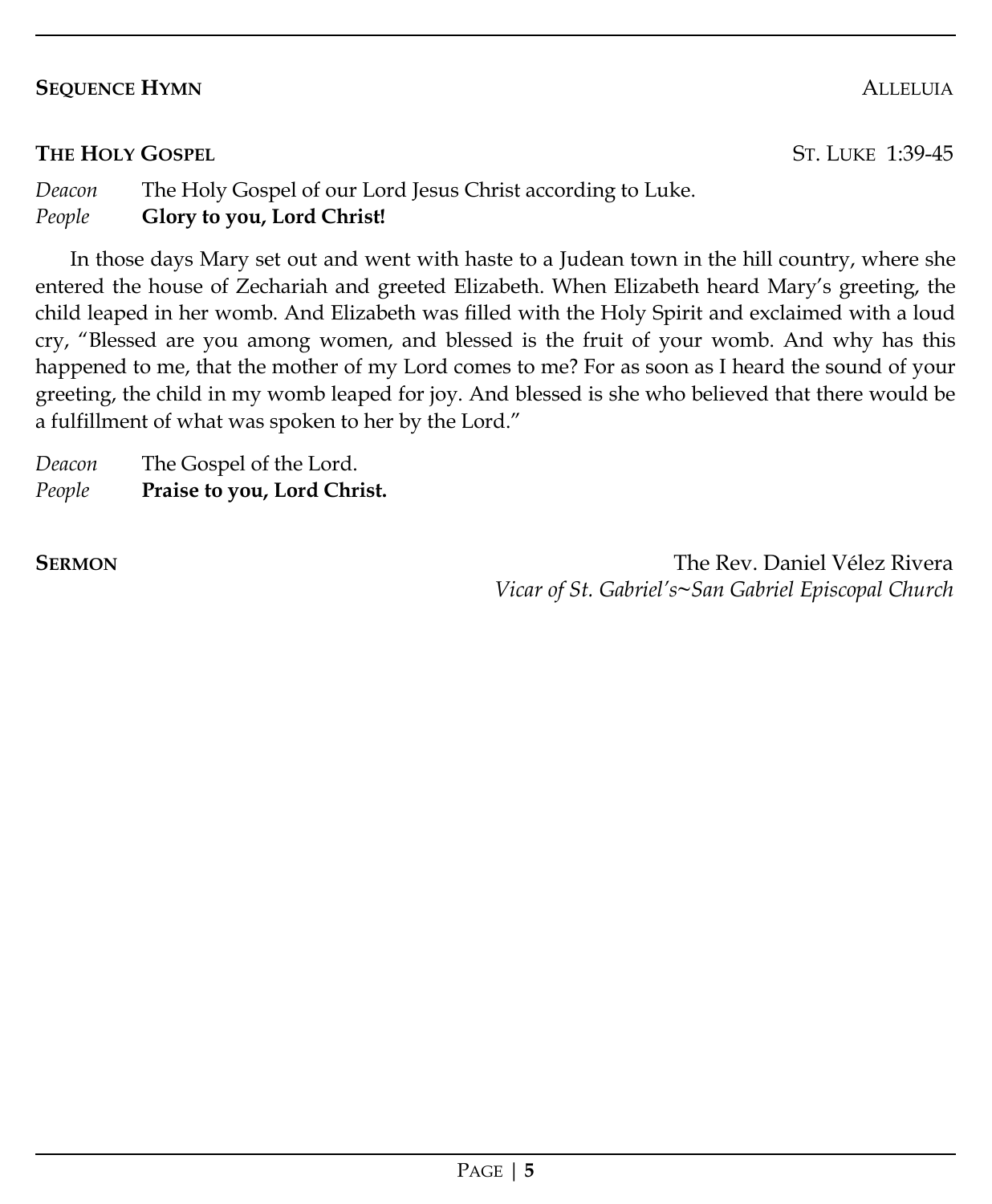**SEQUENCE HYMN** ALLELUIA

**THE HOLY GOSPEL** ST. LUKE 1:39-45

*Deacon* The Holy Gospel of our Lord Jesus Christ according to Luke.
*People* **Glory to you, Lord Christ!**

In those days Mary set out and went with haste to a Judean town in the hill country, where she entered the house of Zechariah and greeted Elizabeth. When Elizabeth heard Mary's greeting, the child leaped in her womb. And Elizabeth was filled with the Holy Spirit and exclaimed with a loud cry, "Blessed are you among women, and blessed is the fruit of your womb. And why has this happened to me, that the mother of my Lord comes to me? For as soon as I heard the sound of your greeting, the child in my womb leaped for joy. And blessed is she who believed that there would be a fulfillment of what was spoken to her by the Lord."

*Deacon* The Gospel of the Lord.
*People* **Praise to you, Lord Christ.**

**SERMON** The Rev. Daniel Vélez Rivera
*Vicar of St. Gabriel's~San Gabriel Episcopal Church*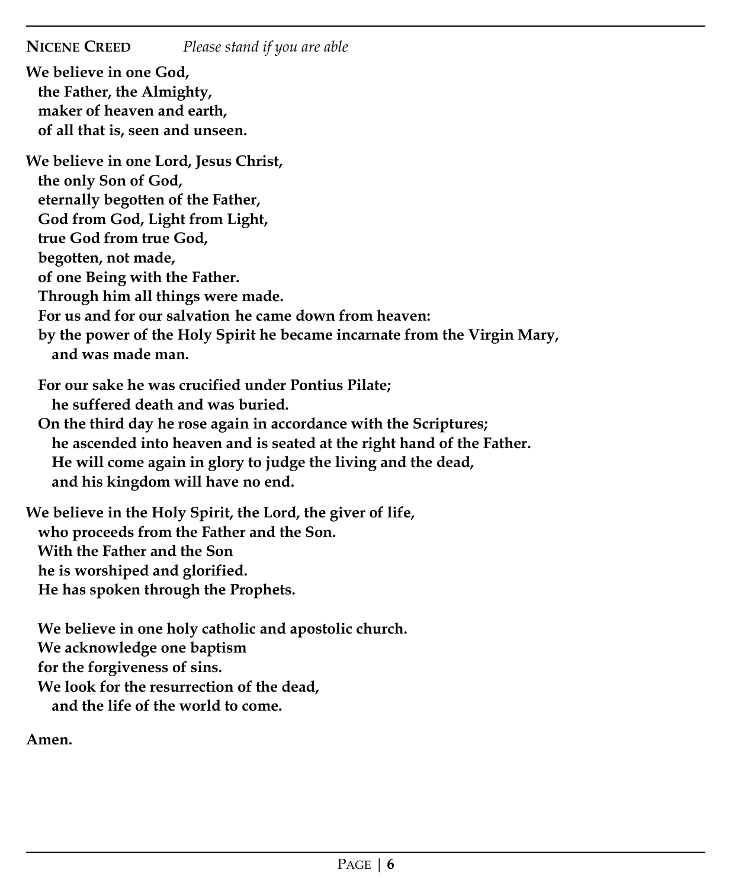**Nicene Creed** *Please stand if you are able*

**We believe in one God,**
**the Father, the Almighty,**
**maker of heaven and earth,**
**of all that is, seen and unseen.**

**We believe in one Lord, Jesus Christ,**
**the only Son of God,**
**eternally begotten of the Father,**
**God from God, Light from Light,**
**true God from true God,**
**begotten, not made,**
**of one Being with the Father.**
**Through him all things were made.**
**For us and for our salvation he came down from heaven:**
**by the power of the Holy Spirit he became incarnate from the Virgin Mary,**
**and was made man.**

**For our sake he was crucified under Pontius Pilate;**
**he suffered death and was buried.**
**On the third day he rose again in accordance with the Scriptures;**
**he ascended into heaven and is seated at the right hand of the Father.**
**He will come again in glory to judge the living and the dead,**
**and his kingdom will have no end.**

**We believe in the Holy Spirit, the Lord, the giver of life,**
**who proceeds from the Father and the Son.**
**With the Father and the Son**
**he is worshiped and glorified.**
**He has spoken through the Prophets.**

**We believe in one holy catholic and apostolic church.**
**We acknowledge one baptism**
**for the forgiveness of sins.**
**We look for the resurrection of the dead,**
**and the life of the world to come.**

**Amen.**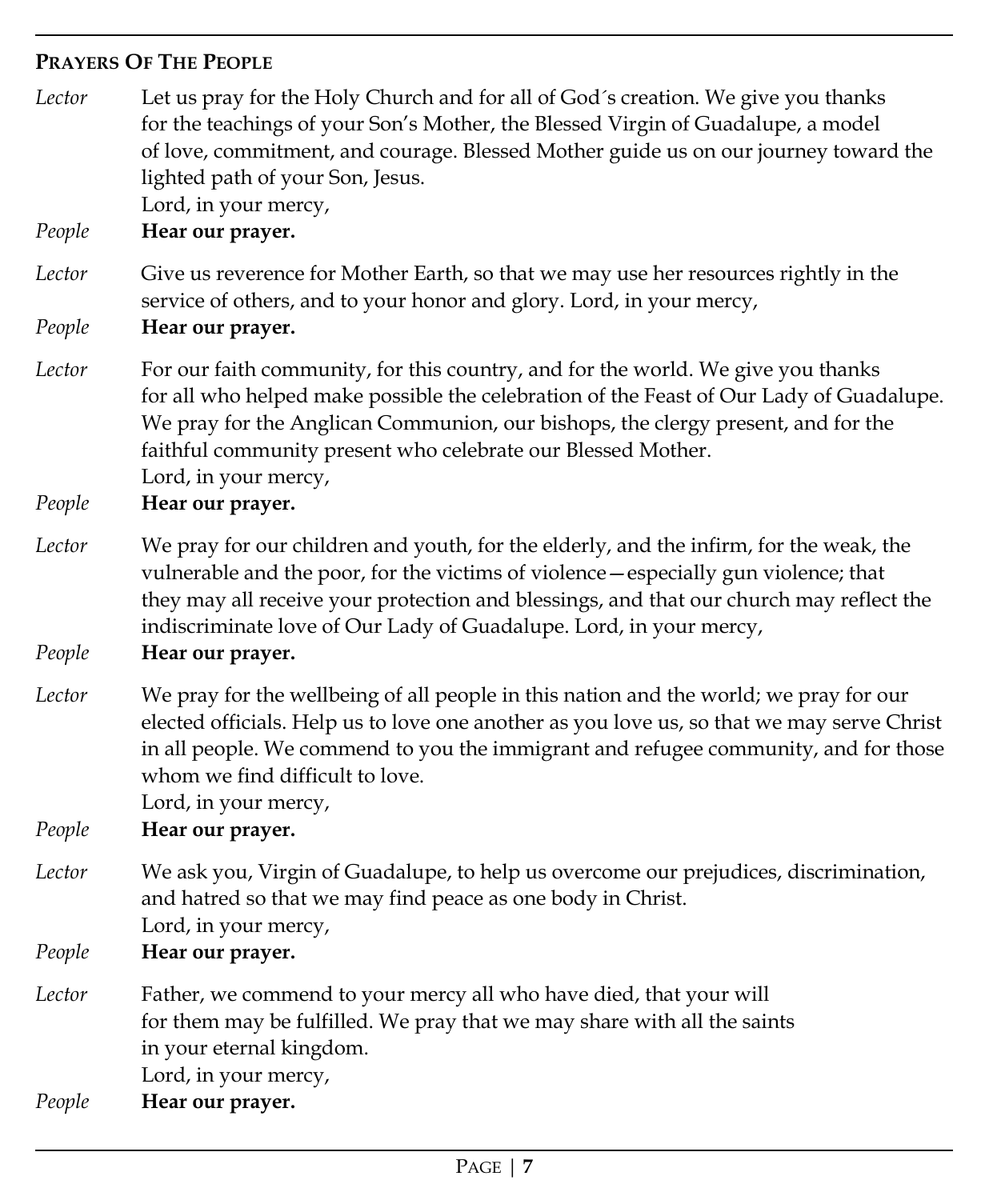## Prayers Of The People

*Lector* Let us pray for the Holy Church and for all of God´s creation. We give you thanks for the teachings of your Son's Mother, the Blessed Virgin of Guadalupe, a model of love, commitment, and courage. Blessed Mother guide us on our journey toward the lighted path of your Son, Jesus.
Lord, in your mercy,

*People* **Hear our prayer.**

*Lector* Give us reverence for Mother Earth, so that we may use her resources rightly in the service of others, and to your honor and glory. Lord, in your mercy,

*People* **Hear our prayer.**

*Lector* For our faith community, for this country, and for the world. We give you thanks for all who helped make possible the celebration of the Feast of Our Lady of Guadalupe. We pray for the Anglican Communion, our bishops, the clergy present, and for the faithful community present who celebrate our Blessed Mother.
Lord, in your mercy,

*People* **Hear our prayer.**

*Lector* We pray for our children and youth, for the elderly, and the infirm, for the weak, the vulnerable and the poor, for the victims of violence—especially gun violence; that they may all receive your protection and blessings, and that our church may reflect the indiscriminate love of Our Lady of Guadalupe. Lord, in your mercy,

*People* **Hear our prayer.**

*Lector* We pray for the wellbeing of all people in this nation and the world; we pray for our elected officials. Help us to love one another as you love us, so that we may serve Christ in all people. We commend to you the immigrant and refugee community, and for those whom we find difficult to love.
Lord, in your mercy,

*People* **Hear our prayer.**

*Lector* We ask you, Virgin of Guadalupe, to help us overcome our prejudices, discrimination, and hatred so that we may find peace as one body in Christ.
Lord, in your mercy,

*People* **Hear our prayer.**

*Lector* Father, we commend to your mercy all who have died, that your will for them may be fulfilled. We pray that we may share with all the saints in your eternal kingdom.
Lord, in your mercy,

*People* **Hear our prayer.**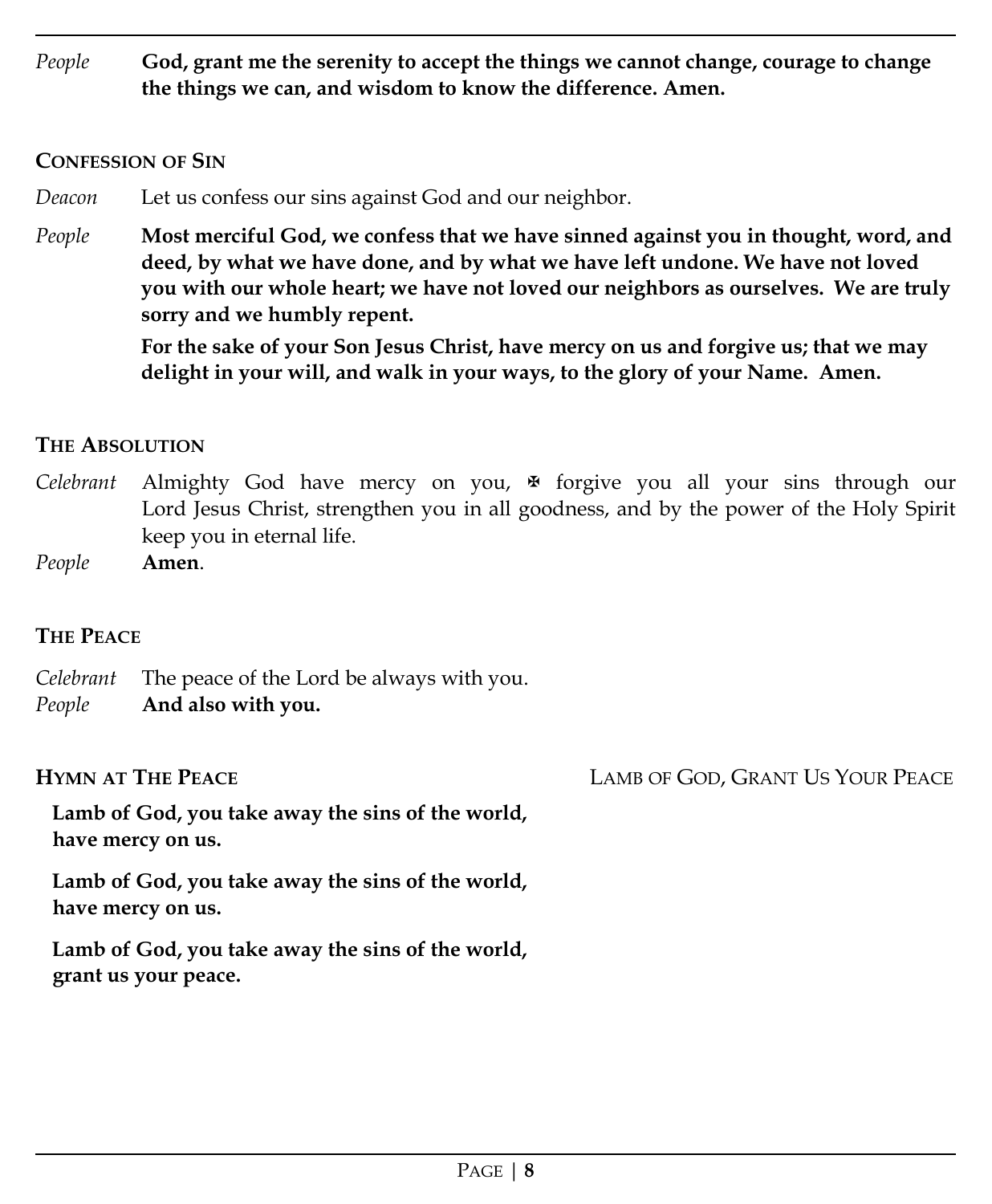*People* **God, grant me the serenity to accept the things we cannot change, courage to change the things we can, and wisdom to know the difference. Amen.**

## CONFESSION OF SIN

*Deacon* Let us confess our sins against God and our neighbor.

*People* **Most merciful God, we confess that we have sinned against you in thought, word, and deed, by what we have done, and by what we have left undone. We have not loved you with our whole heart; we have not loved our neighbors as ourselves. We are truly sorry and we humbly repent.**

**For the sake of your Son Jesus Christ, have mercy on us and forgive us; that we may delight in your will, and walk in your ways, to the glory of your Name. Amen.**

## THE ABSOLUTION

*Celebrant* Almighty God have mercy on you, ✠ forgive you all your sins through our Lord Jesus Christ, strengthen you in all goodness, and by the power of the Holy Spirit keep you in eternal life.

*People* **Amen**.

## THE PEACE

*Celebrant* The peace of the Lord be always with you.

*People* **And also with you.**

## HYMN AT THE PEACE — LAMB OF GOD, GRANT US YOUR PEACE

**Lamb of God, you take away the sins of the world, have mercy on us.**

**Lamb of God, you take away the sins of the world, have mercy on us.**

**Lamb of God, you take away the sins of the world, grant us your peace.**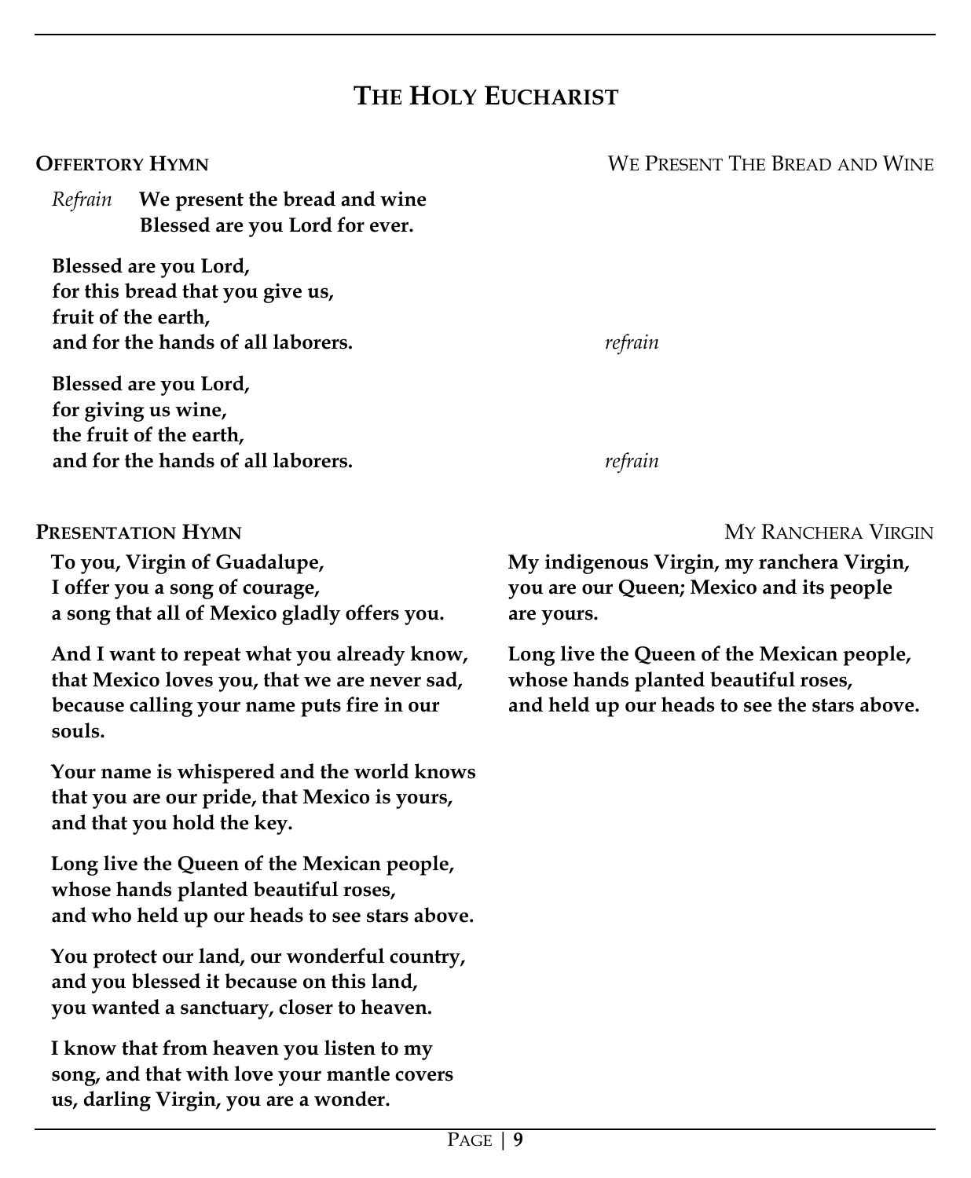# The Holy Eucharist

**Offertory Hymn** — We Present The Bread and Wine

*Refrain* **We present the bread and wine**
**Blessed are you Lord for ever.**

**Blessed are you Lord,**
**for this bread that you give us,**
**fruit of the earth,**
**and for the hands of all laborers.** *refrain*

**Blessed are you Lord,**
**for giving us wine,**
**the fruit of the earth,**
**and for the hands of all laborers.** *refrain*

**Presentation Hymn** — My Ranchera Virgin

**To you, Virgin of Guadalupe,**
**I offer you a song of courage,**
**a song that all of Mexico gladly offers you.**

**And I want to repeat what you already know,**
**that Mexico loves you, that we are never sad,**
**because calling your name puts fire in our souls.**

**Your name is whispered and the world knows**
**that you are our pride, that Mexico is yours,**
**and that you hold the key.**

**Long live the Queen of the Mexican people,**
**whose hands planted beautiful roses,**
**and who held up our heads to see stars above.**

**You protect our land, our wonderful country,**
**and you blessed it because on this land,**
**you wanted a sanctuary, closer to heaven.**

**I know that from heaven you listen to my song, and that with love your mantle covers us, darling Virgin, you are a wonder.**

**My indigenous Virgin, my ranchera Virgin,**
**you are our Queen; Mexico and its people are yours.**

**Long live the Queen of the Mexican people,**
**whose hands planted beautiful roses,**
**and held up our heads to see the stars above.**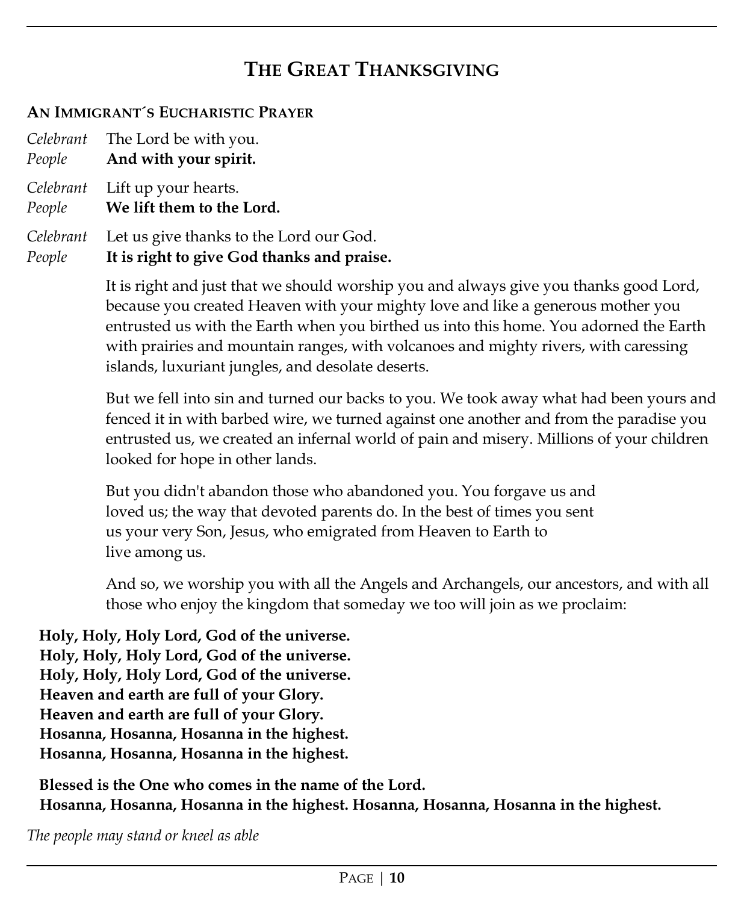## The Great Thanksgiving

### An Immigrant´s Eucharistic Prayer

*Celebrant* The Lord be with you.
*People* **And with your spirit.**

*Celebrant* Lift up your hearts.
*People* **We lift them to the Lord.**

*Celebrant* Let us give thanks to the Lord our God.
*People* **It is right to give God thanks and praise.**

It is right and just that we should worship you and always give you thanks good Lord, because you created Heaven with your mighty love and like a generous mother you entrusted us with the Earth when you birthed us into this home. You adorned the Earth with prairies and mountain ranges, with volcanoes and mighty rivers, with caressing islands, luxuriant jungles, and desolate deserts.

But we fell into sin and turned our backs to you. We took away what had been yours and fenced it in with barbed wire, we turned against one another and from the paradise you entrusted us, we created an infernal world of pain and misery. Millions of your children looked for hope in other lands.

But you didn't abandon those who abandoned you. You forgave us and loved us; the way that devoted parents do. In the best of times you sent us your very Son, Jesus, who emigrated from Heaven to Earth to live among us.

And so, we worship you with all the Angels and Archangels, our ancestors, and with all those who enjoy the kingdom that someday we too will join as we proclaim:

**Holy, Holy, Holy Lord, God of the universe.**
**Holy, Holy, Holy Lord, God of the universe.**
**Holy, Holy, Holy Lord, God of the universe.**
**Heaven and earth are full of your Glory.**
**Heaven and earth are full of your Glory.**
**Hosanna, Hosanna, Hosanna in the highest.**
**Hosanna, Hosanna, Hosanna in the highest.**

**Blessed is the One who comes in the name of the Lord.**
**Hosanna, Hosanna, Hosanna in the highest. Hosanna, Hosanna, Hosanna in the highest.**

*The people may stand or kneel as able*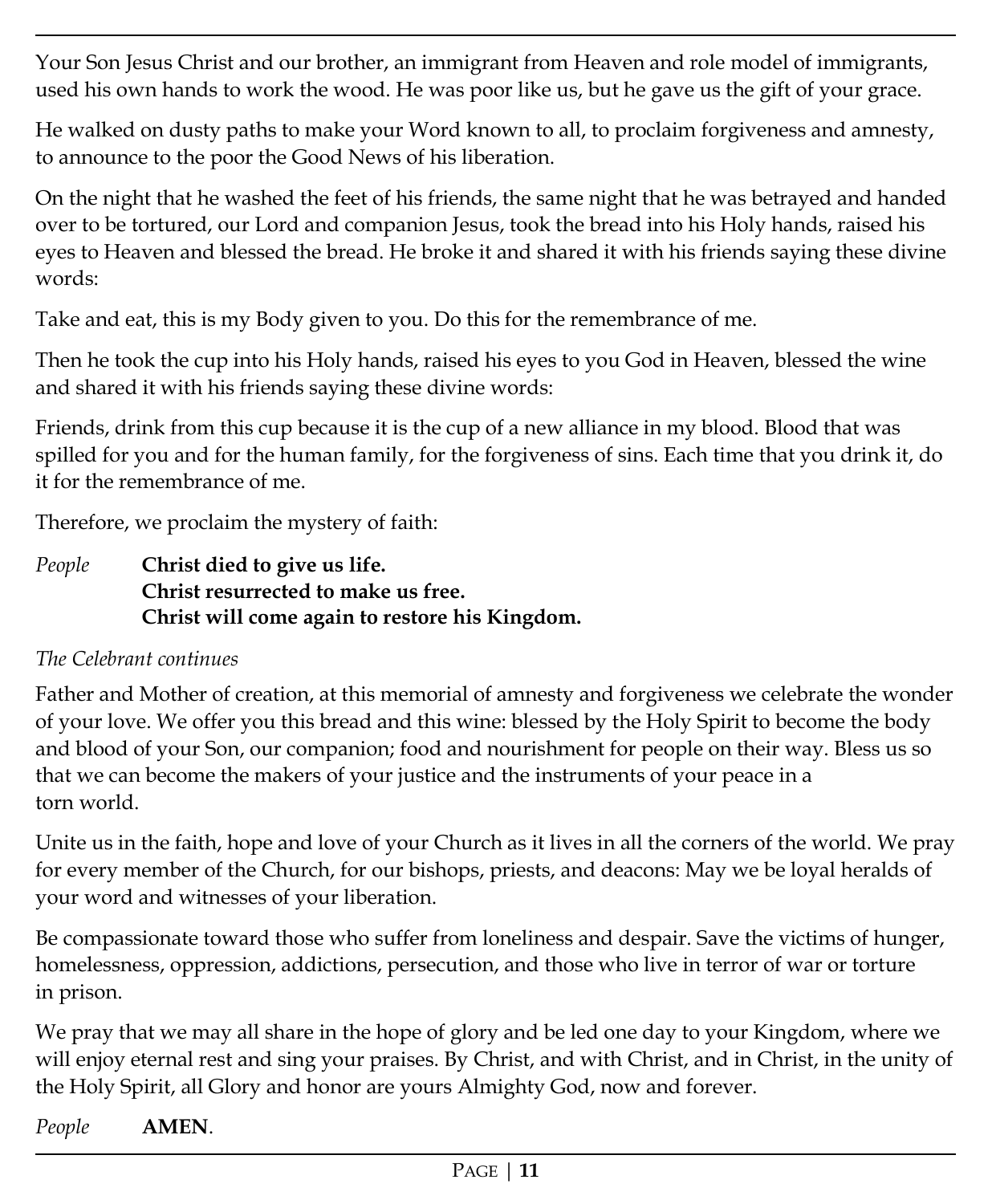Your Son Jesus Christ and our brother, an immigrant from Heaven and role model of immigrants, used his own hands to work the wood. He was poor like us, but he gave us the gift of your grace.

He walked on dusty paths to make your Word known to all, to proclaim forgiveness and amnesty, to announce to the poor the Good News of his liberation.

On the night that he washed the feet of his friends, the same night that he was betrayed and handed over to be tortured, our Lord and companion Jesus, took the bread into his Holy hands, raised his eyes to Heaven and blessed the bread. He broke it and shared it with his friends saying these divine words:

Take and eat, this is my Body given to you. Do this for the remembrance of me.

Then he took the cup into his Holy hands, raised his eyes to you God in Heaven, blessed the wine and shared it with his friends saying these divine words:

Friends, drink from this cup because it is the cup of a new alliance in my blood. Blood that was spilled for you and for the human family, for the forgiveness of sins. Each time that you drink it, do it for the remembrance of me.

Therefore, we proclaim the mystery of faith:

*People* **Christ died to give us life.**
**Christ resurrected to make us free.**
**Christ will come again to restore his Kingdom.**

*The Celebrant continues*

Father and Mother of creation, at this memorial of amnesty and forgiveness we celebrate the wonder of your love. We offer you this bread and this wine: blessed by the Holy Spirit to become the body and blood of your Son, our companion; food and nourishment for people on their way. Bless us so that we can become the makers of your justice and the instruments of your peace in a torn world.

Unite us in the faith, hope and love of your Church as it lives in all the corners of the world. We pray for every member of the Church, for our bishops, priests, and deacons: May we be loyal heralds of your word and witnesses of your liberation.

Be compassionate toward those who suffer from loneliness and despair. Save the victims of hunger, homelessness, oppression, addictions, persecution, and those who live in terror of war or torture in prison.

We pray that we may all share in the hope of glory and be led one day to your Kingdom, where we will enjoy eternal rest and sing your praises. By Christ, and with Christ, and in Christ, in the unity of the Holy Spirit, all Glory and honor are yours Almighty God, now and forever.

*People* **AMEN**.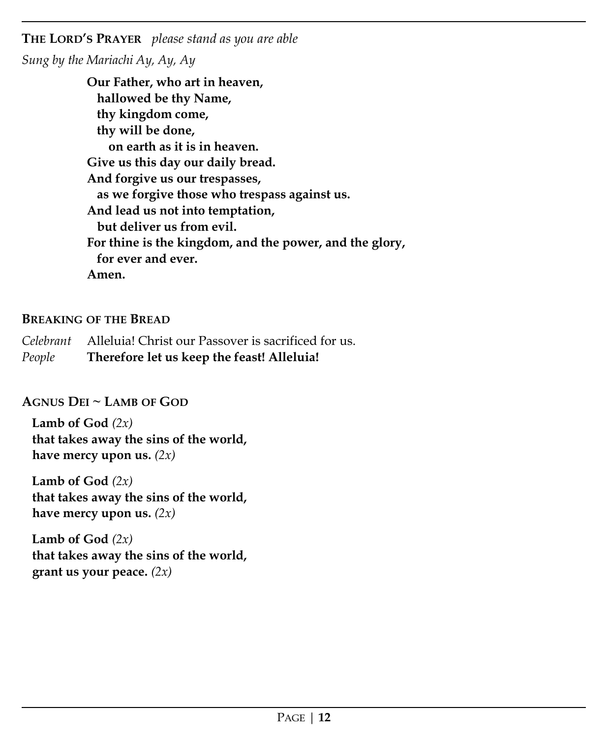**The Lord's Prayer** *please stand as you are able*

*Sung by the Mariachi Ay, Ay, Ay*

**Our Father, who art in heaven,**
**hallowed be thy Name,**
**thy kingdom come,**
**thy will be done,**
**on earth as it is in heaven.**
**Give us this day our daily bread.**
**And forgive us our trespasses,**
**as we forgive those who trespass against us.**
**And lead us not into temptation,**
**but deliver us from evil.**
**For thine is the kingdom, and the power, and the glory,**
**for ever and ever.**
**Amen.**

**Breaking of the Bread**

*Celebrant* Alleluia! Christ our Passover is sacrificed for us.
*People* **Therefore let us keep the feast! Alleluia!**

**Agnus Dei ~ Lamb of God**

**Lamb of God** *(2x)*
**that takes away the sins of the world,**
**have mercy upon us.** *(2x)*

**Lamb of God** *(2x)*
**that takes away the sins of the world,**
**have mercy upon us.** *(2x)*

**Lamb of God** *(2x)*
**that takes away the sins of the world,**
**grant us your peace.** *(2x)*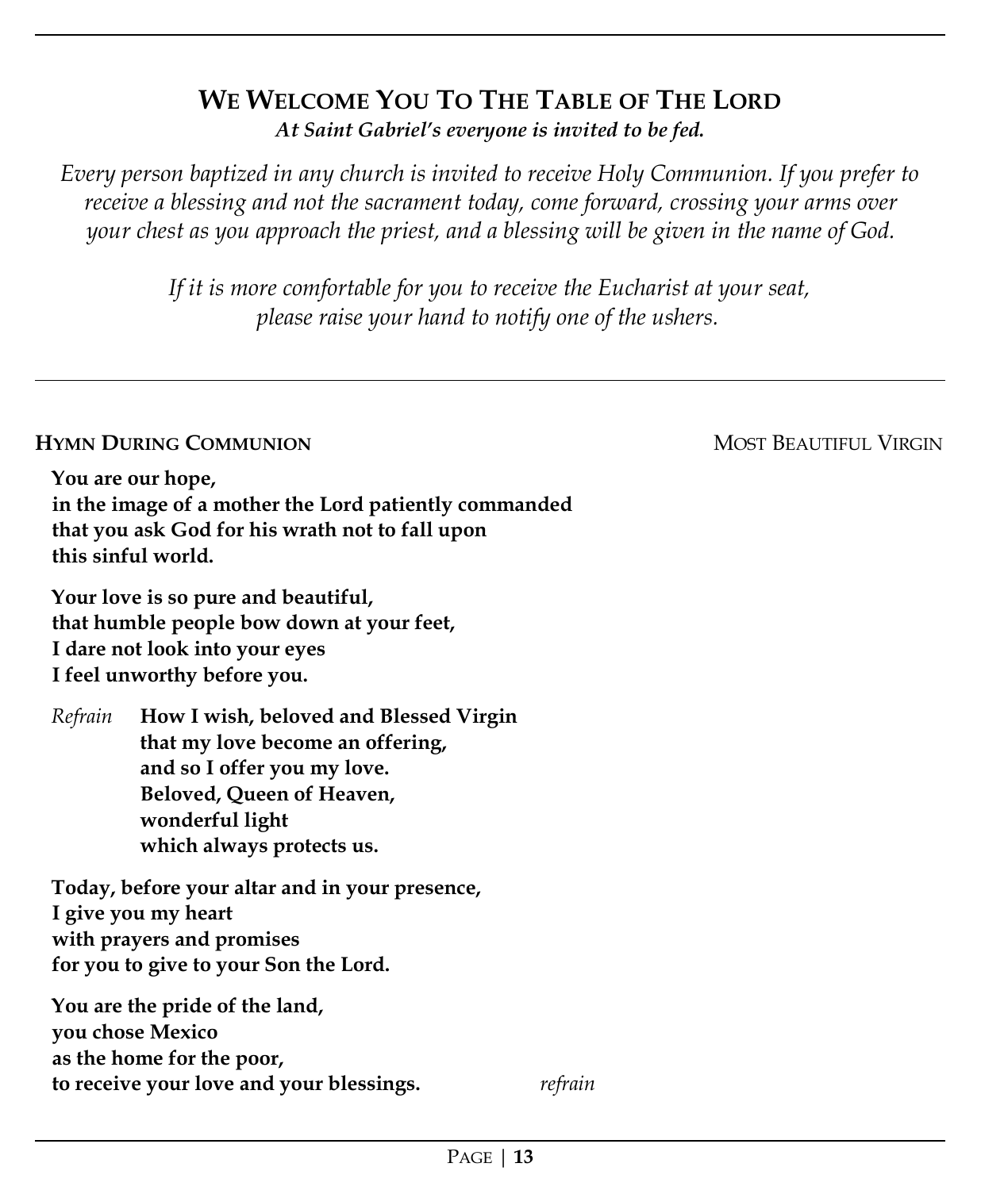## WE WELCOME YOU TO THE TABLE OF THE LORD

***At Saint Gabriel's everyone is invited to be fed.***

*Every person baptized in any church is invited to receive Holy Communion. If you prefer to receive a blessing and not the sacrament today, come forward, crossing your arms over your chest as you approach the priest, and a blessing will be given in the name of God.*

*If it is more comfortable for you to receive the Eucharist at your seat, please raise your hand to notify one of the ushers.*

---

**HYMN DURING COMMUNION** — MOST BEAUTIFUL VIRGIN

**You are our hope,**
**in the image of a mother the Lord patiently commanded**
**that you ask God for his wrath not to fall upon**
**this sinful world.**

**Your love is so pure and beautiful,**
**that humble people bow down at your feet,**
**I dare not look into your eyes**
**I feel unworthy before you.**

*Refrain* **How I wish, beloved and Blessed Virgin**
**that my love become an offering,**
**and so I offer you my love.**
**Beloved, Queen of Heaven,**
**wonderful light**
**which always protects us.**

**Today, before your altar and in your presence,**
**I give you my heart**
**with prayers and promises**
**for you to give to your Son the Lord.**

**You are the pride of the land,**
**you chose Mexico**
**as the home for the poor,**
**to receive your love and your blessings.** *refrain*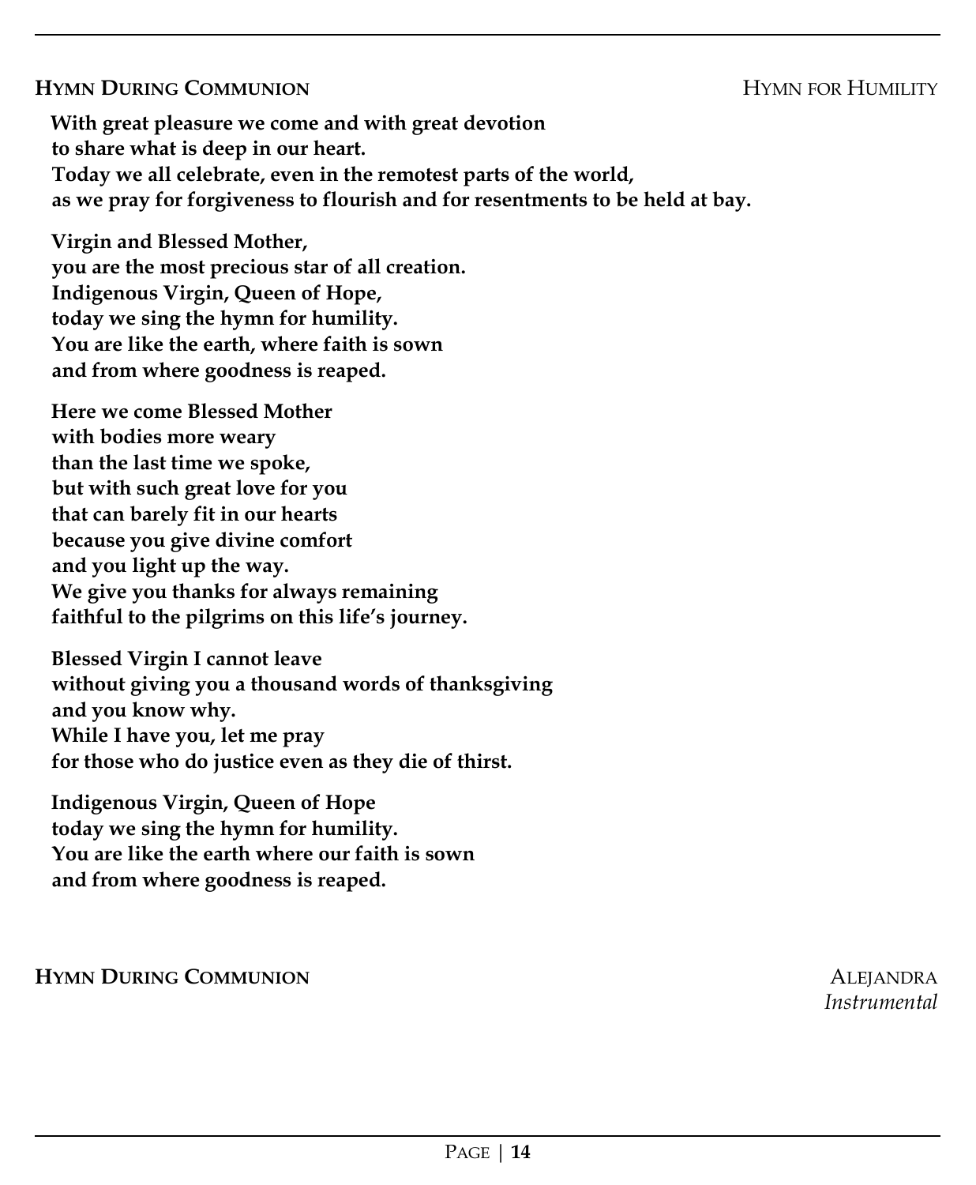**HYMN DURING COMMUNION** — HYMN FOR HUMILITY

**With great pleasure we come and with great devotion**
**to share what is deep in our heart.**
**Today we all celebrate, even in the remotest parts of the world,**
**as we pray for forgiveness to flourish and for resentments to be held at bay.**

**Virgin and Blessed Mother,**
**you are the most precious star of all creation.**
**Indigenous Virgin, Queen of Hope,**
**today we sing the hymn for humility.**
**You are like the earth, where faith is sown**
**and from where goodness is reaped.**

**Here we come Blessed Mother**
**with bodies more weary**
**than the last time we spoke,**
**but with such great love for you**
**that can barely fit in our hearts**
**because you give divine comfort**
**and you light up the way.**
**We give you thanks for always remaining**
**faithful to the pilgrims on this life's journey.**

**Blessed Virgin I cannot leave**
**without giving you a thousand words of thanksgiving**
**and you know why.**
**While I have you, let me pray**
**for those who do justice even as they die of thirst.**

**Indigenous Virgin, Queen of Hope**
**today we sing the hymn for humility.**
**You are like the earth where our faith is sown**
**and from where goodness is reaped.**

**HYMN DURING COMMUNION** — ALEJANDRA
*Instrumental*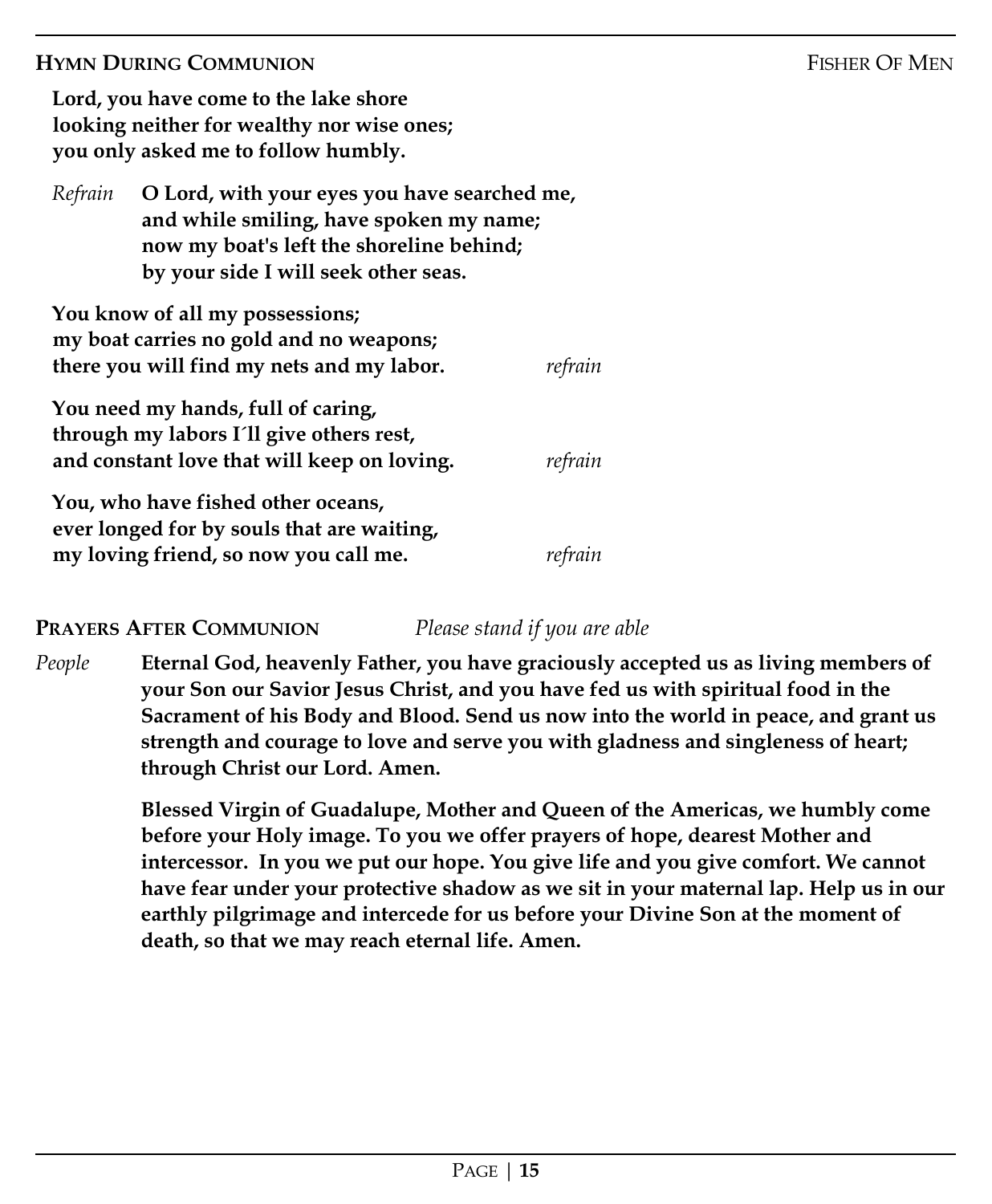**HYMN DURING COMMUNION** FISHER OF MEN

**Lord, you have come to the lake shore**
**looking neither for wealthy nor wise ones;**
**you only asked me to follow humbly.**

*Refrain* **O Lord, with your eyes you have searched me,**
**and while smiling, have spoken my name;**
**now my boat's left the shoreline behind;**
**by your side I will seek other seas.**

**You know of all my possessions;**
**my boat carries no gold and no weapons;**
**there you will find my nets and my labor.** *refrain*

**You need my hands, full of caring,**
**through my labors I´ll give others rest,**
**and constant love that will keep on loving.** *refrain*

**You, who have fished other oceans,**
**ever longed for by souls that are waiting,**
**my loving friend, so now you call me.** *refrain*

**PRAYERS AFTER COMMUNION** *Please stand if you are able*

*People* **Eternal God, heavenly Father, you have graciously accepted us as living members of your Son our Savior Jesus Christ, and you have fed us with spiritual food in the Sacrament of his Body and Blood. Send us now into the world in peace, and grant us strength and courage to love and serve you with gladness and singleness of heart; through Christ our Lord. Amen.**

**Blessed Virgin of Guadalupe, Mother and Queen of the Americas, we humbly come before your Holy image. To you we offer prayers of hope, dearest Mother and intercessor. In you we put our hope. You give life and you give comfort. We cannot have fear under your protective shadow as we sit in your maternal lap. Help us in our earthly pilgrimage and intercede for us before your Divine Son at the moment of death, so that we may reach eternal life. Amen.**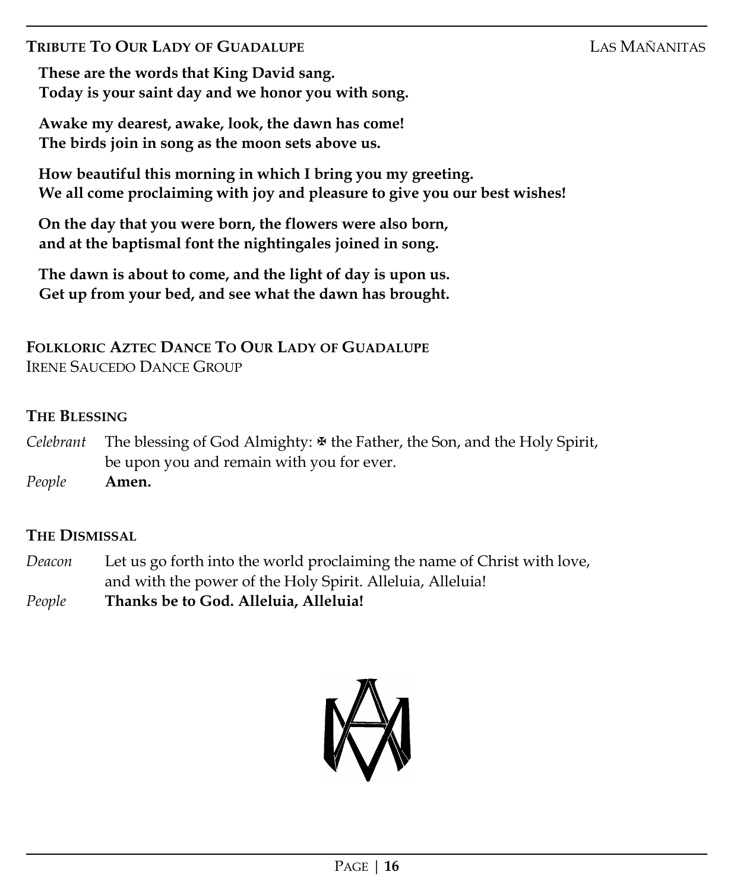**TRIBUTE TO OUR LADY OF GUADALUPE** LAS MAÑANITAS

**These are the words that King David sang.**
**Today is your saint day and we honor you with song.**

**Awake my dearest, awake, look, the dawn has come!**
**The birds join in song as the moon sets above us.**

**How beautiful this morning in which I bring you my greeting.**
**We all come proclaiming with joy and pleasure to give you our best wishes!**

**On the day that you were born, the flowers were also born,**
**and at the baptismal font the nightingales joined in song.**

**The dawn is about to come, and the light of day is upon us.**
**Get up from your bed, and see what the dawn has brought.**

**FOLKLORIC AZTEC DANCE TO OUR LADY OF GUADALUPE**
IRENE SAUCEDO DANCE GROUP

**THE BLESSING**

*Celebrant* The blessing of God Almighty: ✠ the Father, the Son, and the Holy Spirit, be upon you and remain with you for ever.
*People* **Amen.**

**THE DISMISSAL**

*Deacon* Let us go forth into the world proclaiming the name of Christ with love, and with the power of the Holy Spirit. Alleluia, Alleluia!
*People* **Thanks be to God. Alleluia, Alleluia!**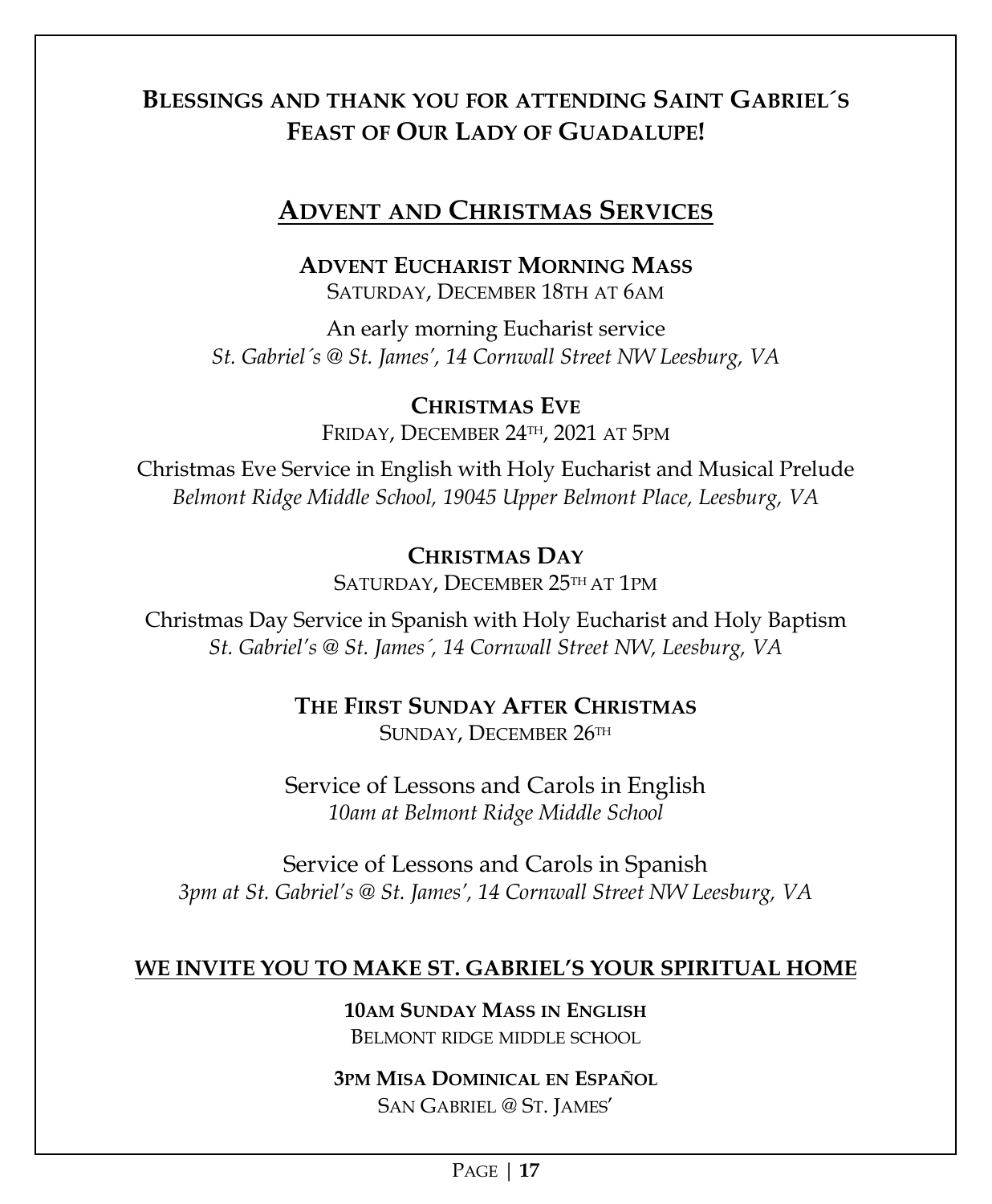## Blessings and thank you for attending Saint Gabriel´s Feast of Our Lady of Guadalupe!

## Advent and Christmas Services

**Advent Eucharist Morning Mass**
Saturday, December 18th at 6am

An early morning Eucharist service
*St. Gabriel´s @ St. James', 14 Cornwall Street NW Leesburg, VA*

**Christmas Eve**
Friday, December 24th, 2021 at 5pm

Christmas Eve Service in English with Holy Eucharist and Musical Prelude
*Belmont Ridge Middle School, 19045 Upper Belmont Place, Leesburg, VA*

**Christmas Day**
Saturday, December 25th at 1pm

Christmas Day Service in Spanish with Holy Eucharist and Holy Baptism
*St. Gabriel's @ St. James´, 14 Cornwall Street NW, Leesburg, VA*

**The First Sunday After Christmas**
Sunday, December 26th

Service of Lessons and Carols in English
*10am at Belmont Ridge Middle School*

Service of Lessons and Carols in Spanish
*3pm at St. Gabriel's @ St. James', 14 Cornwall Street NW Leesburg, VA*

## WE INVITE YOU TO MAKE ST. GABRIEL'S YOUR SPIRITUAL HOME

**10am Sunday Mass in English**
Belmont ridge middle school

**3pm Misa Dominical en Español**
San Gabriel @ St. James'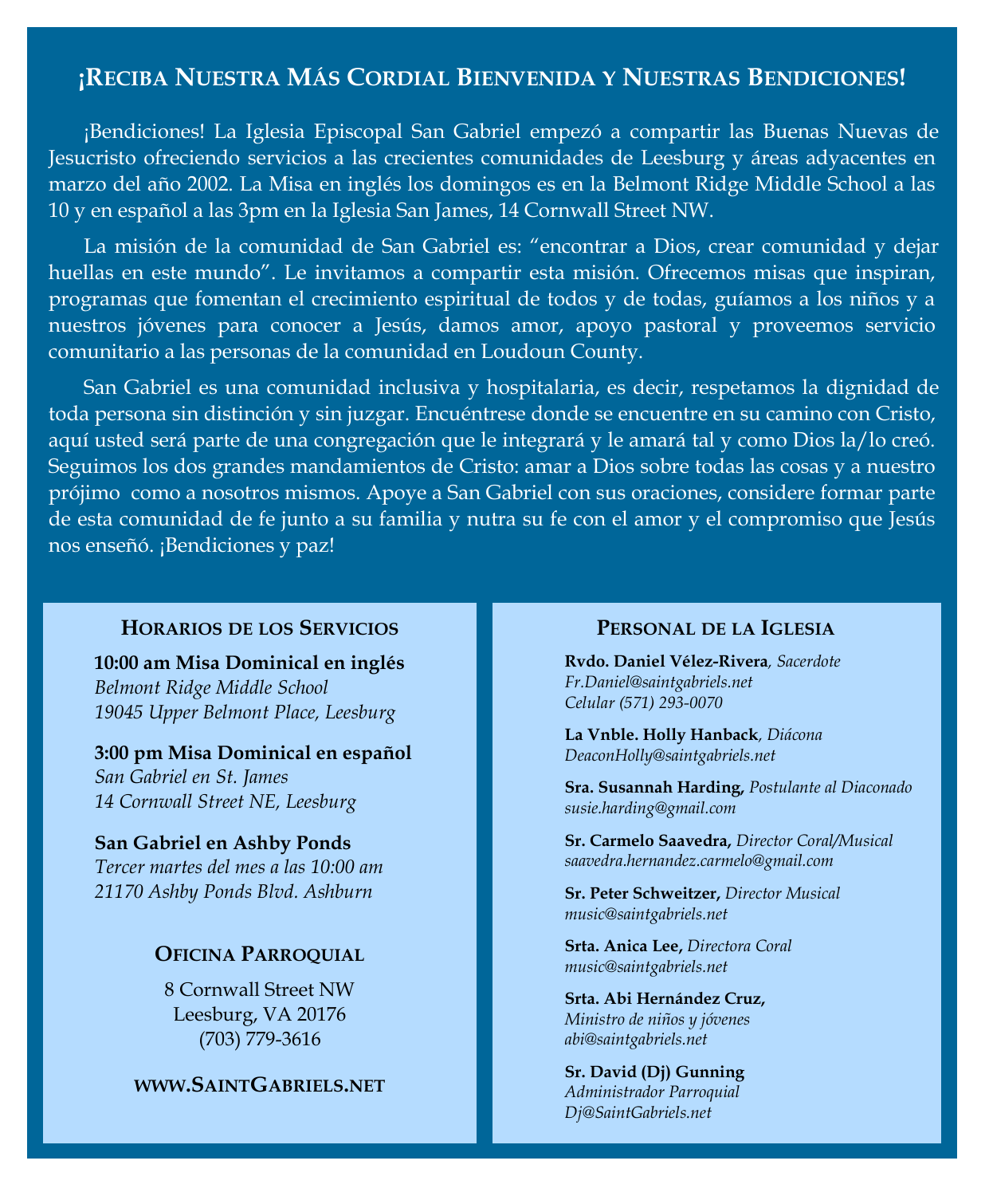## ¡Reciba Nuestra Más Cordial Bienvenida y Nuestras Bendiciones!

¡Bendiciones! La Iglesia Episcopal San Gabriel empezó a compartir las Buenas Nuevas de Jesucristo ofreciendo servicios a las crecientes comunidades de Leesburg y áreas adyacentes en marzo del año 2002. La Misa en inglés los domingos es en la Belmont Ridge Middle School a las 10 y en español a las 3pm en la Iglesia San James, 14 Cornwall Street NW.

La misión de la comunidad de San Gabriel es: "encontrar a Dios, crear comunidad y dejar huellas en este mundo". Le invitamos a compartir esta misión. Ofrecemos misas que inspiran, programas que fomentan el crecimiento espiritual de todos y de todas, guíamos a los niños y a nuestros jóvenes para conocer a Jesús, damos amor, apoyo pastoral y proveemos servicio comunitario a las personas de la comunidad en Loudoun County.

San Gabriel es una comunidad inclusiva y hospitalaria, es decir, respetamos la dignidad de toda persona sin distinción y sin juzgar. Encuéntrese donde se encuentre en su camino con Cristo, aquí usted será parte de una congregación que le integrará y le amará tal y como Dios la/lo creó. Seguimos los dos grandes mandamientos de Cristo: amar a Dios sobre todas las cosas y a nuestro prójimo como a nosotros mismos. Apoye a San Gabriel con sus oraciones, considere formar parte de esta comunidad de fe junto a su familia y nutra su fe con el amor y el compromiso que Jesús nos enseñó. ¡Bendiciones y paz!

### Horarios de los Servicios

**10:00 am Misa Dominical en inglés**
*Belmont Ridge Middle School*
*19045 Upper Belmont Place, Leesburg*

**3:00 pm Misa Dominical en español**
*San Gabriel en St. James*
*14 Cornwall Street NE, Leesburg*

**San Gabriel en Ashby Ponds**
*Tercer martes del mes a las 10:00 am*
*21170 Ashby Ponds Blvd. Ashburn*

### Oficina Parroquial

8 Cornwall Street NW
Leesburg, VA 20176
(703) 779-3616

**www.SaintGabriels.net**

### Personal de la Iglesia

**Rvdo. Daniel Vélez-Rivera**, *Sacerdote*
*Fr.Daniel@saintgabriels.net*
*Celular (571) 293-0070*

**La Vnble. Holly Hanback**, *Diácona*
*DeaconHolly@saintgabriels.net*

**Sra. Susannah Harding,** *Postulante al Diaconado*
*susie.harding@gmail.com*

**Sr. Carmelo Saavedra,** *Director Coral/Musical*
*saavedra.hernandez.carmelo@gmail.com*

**Sr. Peter Schweitzer,** *Director Musical*
*music@saintgabriels.net*

**Srta. Anica Lee,** *Directora Coral*
*music@saintgabriels.net*

**Srta. Abi Hernández Cruz,**
*Ministro de niños y jóvenes*
*abi@saintgabriels.net*

**Sr. David (Dj) Gunning**
*Administrador Parroquial*
*Dj@SaintGabriels.net*